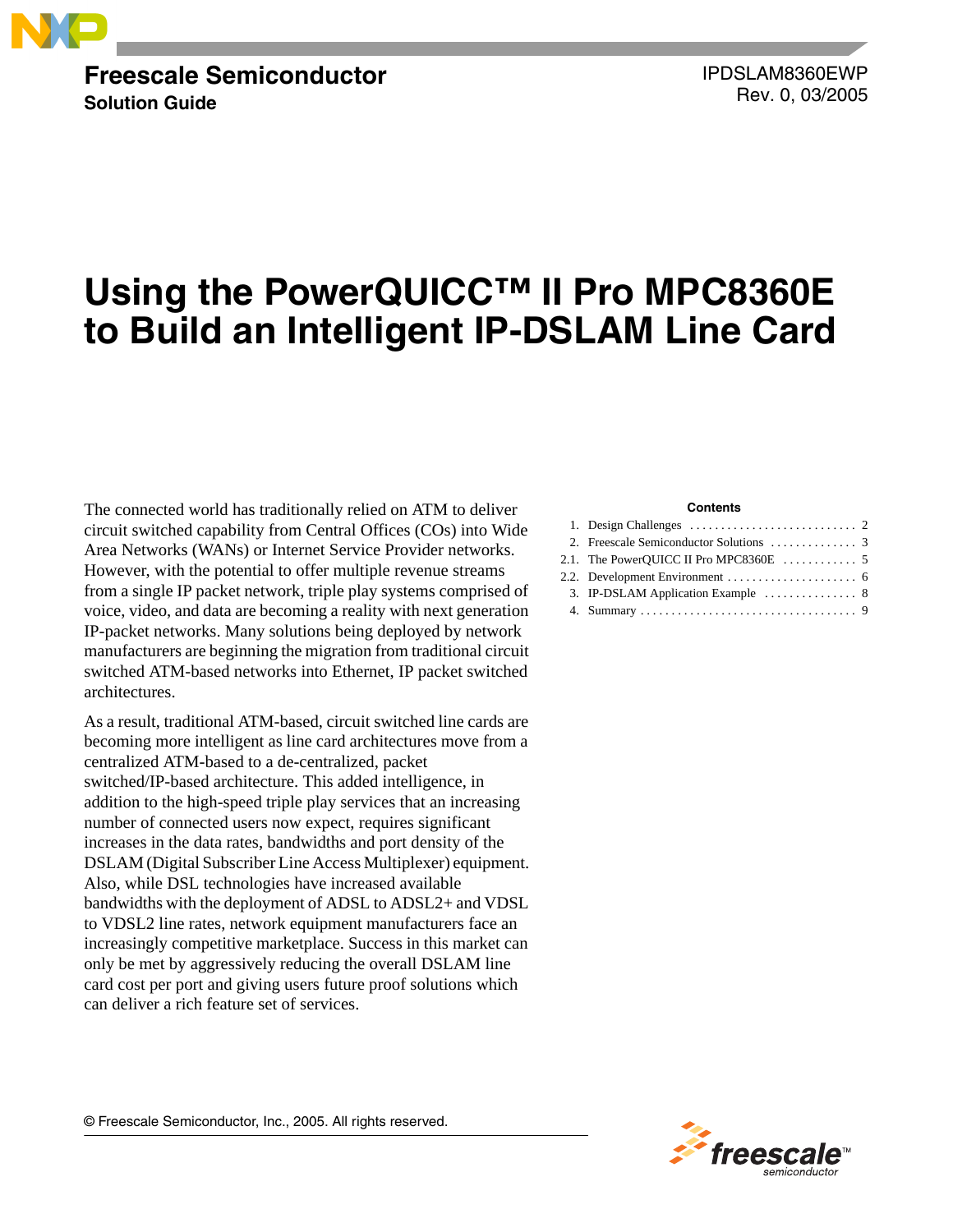Freescale Semiconductor
Solution Guide

IPDSLAM8360EWP
Rev. 0, 03/2005

# Using the PowerQUICC™ II Pro MPC8360E to Build an Intelligent IP-DSLAM Line Card

**Contents**

1. Design Challenges . . . . . . . . . . . . . . . . . . . . . . . . . . . 2
2. Freescale Semiconductor Solutions . . . . . . . . . . . . . . 3
2.1. The PowerQUICC II Pro MPC8360E . . . . . . . . . . . . 5
2.2. Development Environment . . . . . . . . . . . . . . . . . . . . . 6
3. IP-DSLAM Application Example . . . . . . . . . . . . . . . 8
4. Summary . . . . . . . . . . . . . . . . . . . . . . . . . . . . . . . . . . . 9

The connected world has traditionally relied on ATM to deliver circuit switched capability from Central Offices (COs) into Wide Area Networks (WANs) or Internet Service Provider networks. However, with the potential to offer multiple revenue streams from a single IP packet network, triple play systems comprised of voice, video, and data are becoming a reality with next generation IP-packet networks. Many solutions being deployed by network manufacturers are beginning the migration from traditional circuit switched ATM-based networks into Ethernet, IP packet switched architectures.

As a result, traditional ATM-based, circuit switched line cards are becoming more intelligent as line card architectures move from a centralized ATM-based to a de-centralized, packet switched/IP-based architecture. This added intelligence, in addition to the high-speed triple play services that an increasing number of connected users now expect, requires significant increases in the data rates, bandwidths and port density of the DSLAM (Digital Subscriber Line Access Multiplexer) equipment. Also, while DSL technologies have increased available bandwidths with the deployment of ADSL to ADSL2+ and VDSL to VDSL2 line rates, network equipment manufacturers face an increasingly competitive marketplace. Success in this market can only be met by aggressively reducing the overall DSLAM line card cost per port and giving users future proof solutions which can deliver a rich feature set of services.

© Freescale Semiconductor, Inc., 2005. All rights reserved.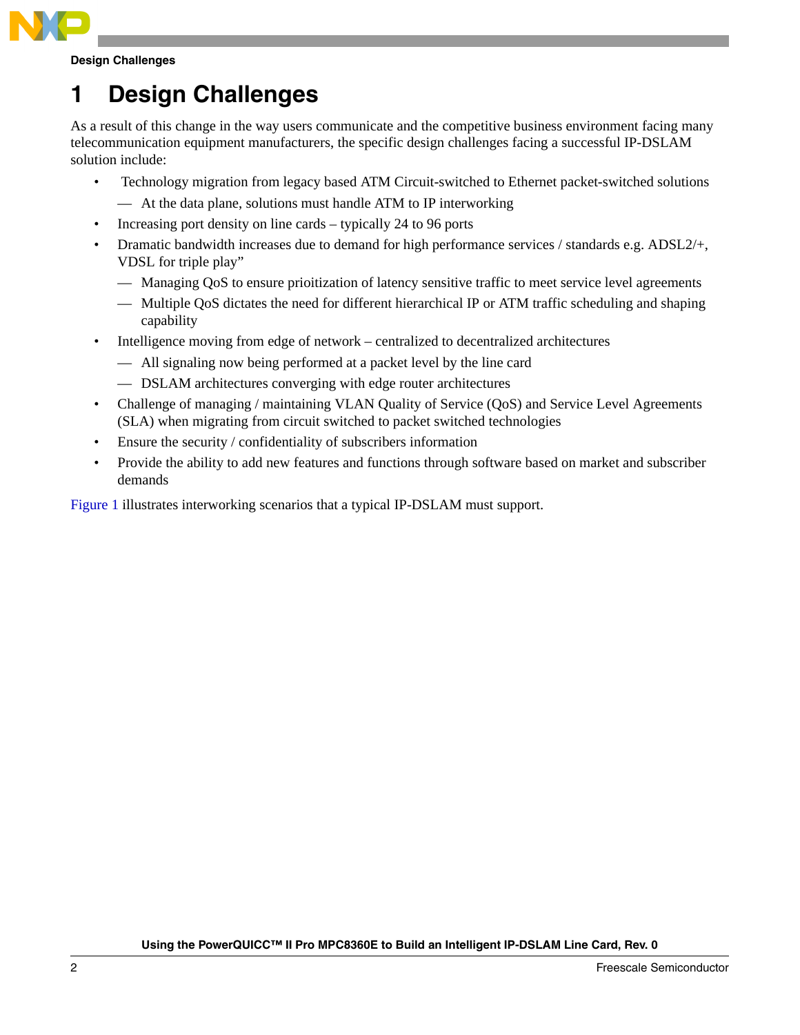# 1 Design Challenges

As a result of this change in the way users communicate and the competitive business environment facing many telecommunication equipment manufacturers, the specific design challenges facing a successful IP-DSLAM solution include:

- Technology migration from legacy based ATM Circuit-switched to Ethernet packet-switched solutions
  - At the data plane, solutions must handle ATM to IP interworking
- Increasing port density on line cards – typically 24 to 96 ports
- Dramatic bandwidth increases due to demand for high performance services / standards e.g. ADSL2/+, VDSL for triple play"
  - Managing QoS to ensure prioitization of latency sensitive traffic to meet service level agreements
  - Multiple QoS dictates the need for different hierarchical IP or ATM traffic scheduling and shaping capability
- Intelligence moving from edge of network – centralized to decentralized architectures
  - All signaling now being performed at a packet level by the line card
  - DSLAM architectures converging with edge router architectures
- Challenge of managing / maintaining VLAN Quality of Service (QoS) and Service Level Agreements (SLA) when migrating from circuit switched to packet switched technologies
- Ensure the security / confidentiality of subscribers information
- Provide the ability to add new features and functions through software based on market and subscriber demands

Figure 1 illustrates interworking scenarios that a typical IP-DSLAM must support.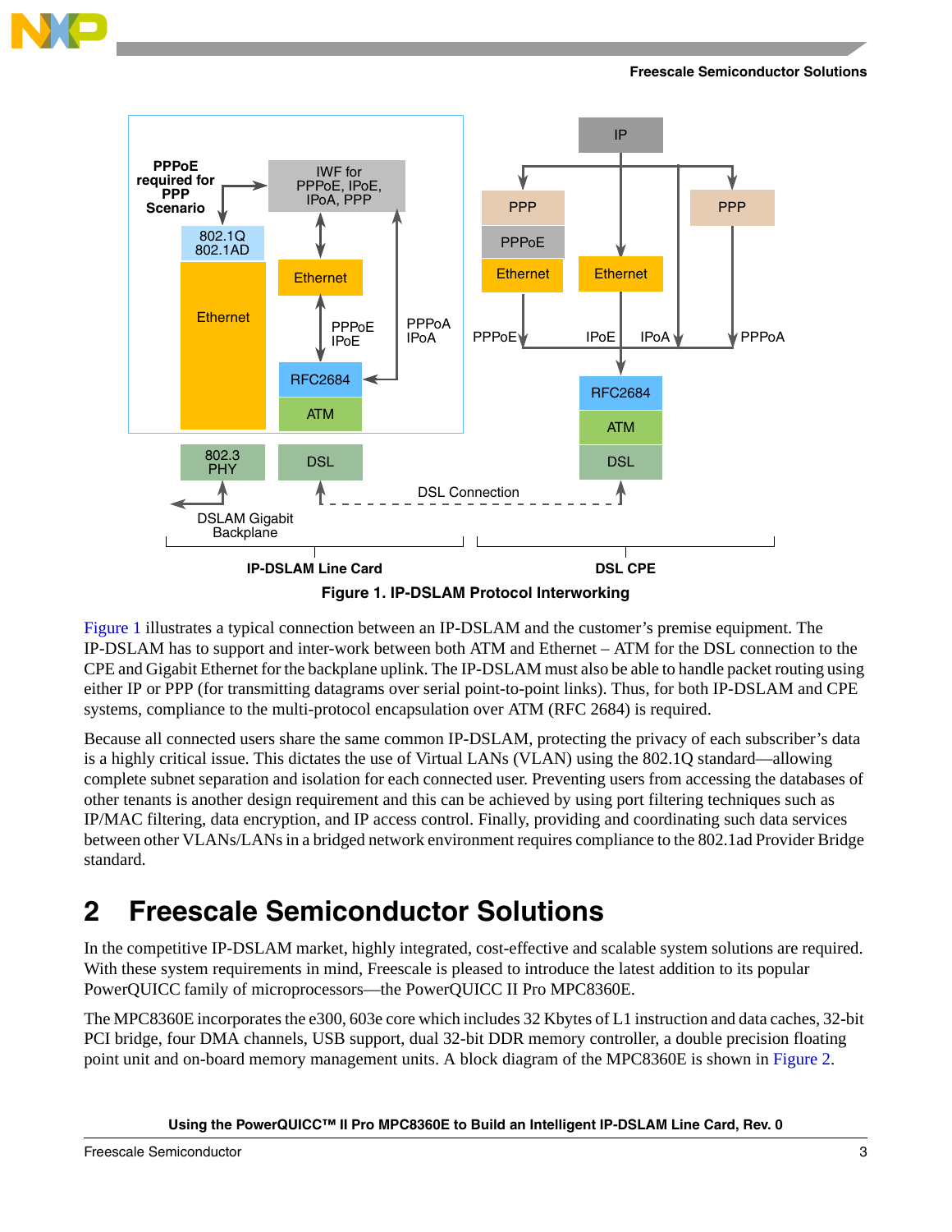Figure 1. IP-DSLAM Protocol Interworking

Figure 1 illustrates a typical connection between an IP-DSLAM and the customer's premise equipment. The IP-DSLAM has to support and inter-work between both ATM and Ethernet – ATM for the DSL connection to the CPE and Gigabit Ethernet for the backplane uplink. The IP-DSLAM must also be able to handle packet routing using either IP or PPP (for transmitting datagrams over serial point-to-point links). Thus, for both IP-DSLAM and CPE systems, compliance to the multi-protocol encapsulation over ATM (RFC 2684) is required.

Because all connected users share the same common IP-DSLAM, protecting the privacy of each subscriber's data is a highly critical issue. This dictates the use of Virtual LANs (VLAN) using the 802.1Q standard—allowing complete subnet separation and isolation for each connected user. Preventing users from accessing the databases of other tenants is another design requirement and this can be achieved by using port filtering techniques such as IP/MAC filtering, data encryption, and IP access control. Finally, providing and coordinating such data services between other VLANs/LANs in a bridged network environment requires compliance to the 802.1ad Provider Bridge standard.

# 2 Freescale Semiconductor Solutions

In the competitive IP-DSLAM market, highly integrated, cost-effective and scalable system solutions are required. With these system requirements in mind, Freescale is pleased to introduce the latest addition to its popular PowerQUICC family of microprocessors—the PowerQUICC II Pro MPC8360E.

The MPC8360E incorporates the e300, 603e core which includes 32 Kbytes of L1 instruction and data caches, 32-bit PCI bridge, four DMA channels, USB support, dual 32-bit DDR memory controller, a double precision floating point unit and on-board memory management units. A block diagram of the MPC8360E is shown in Figure 2.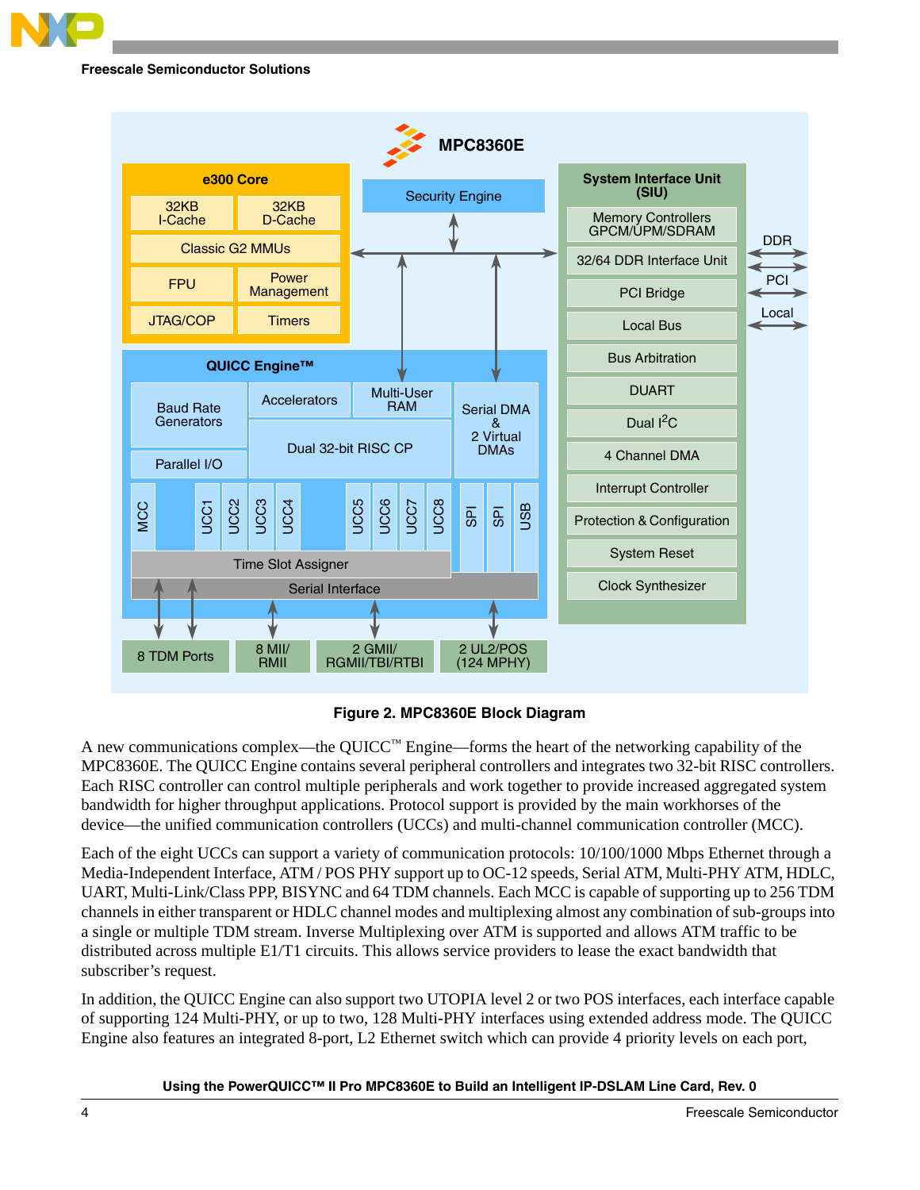Figure 2. MPC8360E Block Diagram

A new communications complex—the QUICC™ Engine—forms the heart of the networking capability of the MPC8360E. The QUICC Engine contains several peripheral controllers and integrates two 32-bit RISC controllers. Each RISC controller can control multiple peripherals and work together to provide increased aggregated system bandwidth for higher throughput applications. Protocol support is provided by the main workhorses of the device—the unified communication controllers (UCCs) and multi-channel communication controller (MCC).

Each of the eight UCCs can support a variety of communication protocols: 10/100/1000 Mbps Ethernet through a Media-Independent Interface, ATM / POS PHY support up to OC-12 speeds, Serial ATM, Multi-PHY ATM, HDLC, UART, Multi-Link/Class PPP, BISYNC and 64 TDM channels. Each MCC is capable of supporting up to 256 TDM channels in either transparent or HDLC channel modes and multiplexing almost any combination of sub-groups into a single or multiple TDM stream. Inverse Multiplexing over ATM is supported and allows ATM traffic to be distributed across multiple E1/T1 circuits. This allows service providers to lease the exact bandwidth that subscriber's request.

In addition, the QUICC Engine can also support two UTOPIA level 2 or two POS interfaces, each interface capable of supporting 124 Multi-PHY, or up to two, 128 Multi-PHY interfaces using extended address mode. The QUICC Engine also features an integrated 8-port, L2 Ethernet switch which can provide 4 priority levels on each port,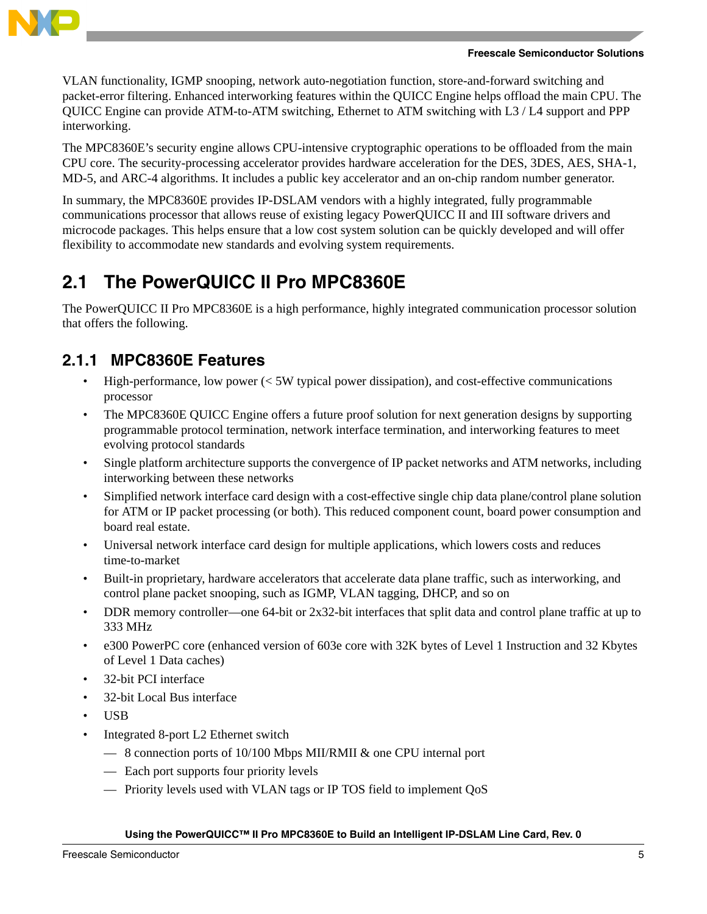VLAN functionality, IGMP snooping, network auto-negotiation function, store-and-forward switching and packet-error filtering. Enhanced interworking features within the QUICC Engine helps offload the main CPU. The QUICC Engine can provide ATM-to-ATM switching, Ethernet to ATM switching with L3 / L4 support and PPP interworking.

The MPC8360E's security engine allows CPU-intensive cryptographic operations to be offloaded from the main CPU core. The security-processing accelerator provides hardware acceleration for the DES, 3DES, AES, SHA-1, MD-5, and ARC-4 algorithms. It includes a public key accelerator and an on-chip random number generator.

In summary, the MPC8360E provides IP-DSLAM vendors with a highly integrated, fully programmable communications processor that allows reuse of existing legacy PowerQUICC II and III software drivers and microcode packages. This helps ensure that a low cost system solution can be quickly developed and will offer flexibility to accommodate new standards and evolving system requirements.

## 2.1 The PowerQUICC II Pro MPC8360E

The PowerQUICC II Pro MPC8360E is a high performance, highly integrated communication processor solution that offers the following.

### 2.1.1 MPC8360E Features

- High-performance, low power (< 5W typical power dissipation), and cost-effective communications processor
- The MPC8360E QUICC Engine offers a future proof solution for next generation designs by supporting programmable protocol termination, network interface termination, and interworking features to meet evolving protocol standards
- Single platform architecture supports the convergence of IP packet networks and ATM networks, including interworking between these networks
- Simplified network interface card design with a cost-effective single chip data plane/control plane solution for ATM or IP packet processing (or both). This reduced component count, board power consumption and board real estate.
- Universal network interface card design for multiple applications, which lowers costs and reduces time-to-market
- Built-in proprietary, hardware accelerators that accelerate data plane traffic, such as interworking, and control plane packet snooping, such as IGMP, VLAN tagging, DHCP, and so on
- DDR memory controller—one 64-bit or 2x32-bit interfaces that split data and control plane traffic at up to 333 MHz
- e300 PowerPC core (enhanced version of 603e core with 32K bytes of Level 1 Instruction and 32 Kbytes of Level 1 Data caches)
- 32-bit PCI interface
- 32-bit Local Bus interface
- USB
- Integrated 8-port L2 Ethernet switch
  - 8 connection ports of 10/100 Mbps MII/RMII & one CPU internal port
  - Each port supports four priority levels
  - Priority levels used with VLAN tags or IP TOS field to implement QoS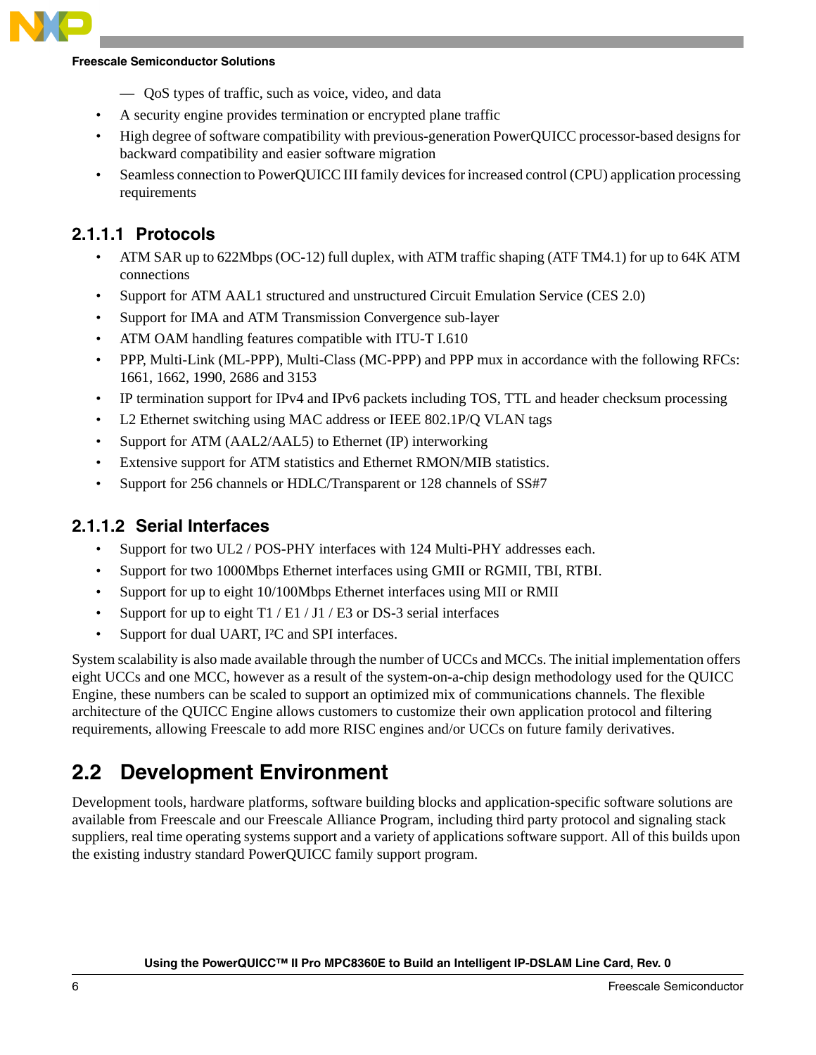- QoS types of traffic, such as voice, video, and data
- A security engine provides termination or encrypted plane traffic
- High degree of software compatibility with previous-generation PowerQUICC processor-based designs for backward compatibility and easier software migration
- Seamless connection to PowerQUICC III family devices for increased control (CPU) application processing requirements

#### 2.1.1.1 Protocols

- ATM SAR up to 622Mbps (OC-12) full duplex, with ATM traffic shaping (ATF TM4.1) for up to 64K ATM connections
- Support for ATM AAL1 structured and unstructured Circuit Emulation Service (CES 2.0)
- Support for IMA and ATM Transmission Convergence sub-layer
- ATM OAM handling features compatible with ITU-T I.610
- PPP, Multi-Link (ML-PPP), Multi-Class (MC-PPP) and PPP mux in accordance with the following RFCs: 1661, 1662, 1990, 2686 and 3153
- IP termination support for IPv4 and IPv6 packets including TOS, TTL and header checksum processing
- L2 Ethernet switching using MAC address or IEEE 802.1P/Q VLAN tags
- Support for ATM (AAL2/AAL5) to Ethernet (IP) interworking
- Extensive support for ATM statistics and Ethernet RMON/MIB statistics.
- Support for 256 channels or HDLC/Transparent or 128 channels of SS#7

#### 2.1.1.2 Serial Interfaces

- Support for two UL2 / POS-PHY interfaces with 124 Multi-PHY addresses each.
- Support for two 1000Mbps Ethernet interfaces using GMII or RGMII, TBI, RTBI.
- Support for up to eight 10/100Mbps Ethernet interfaces using MII or RMII
- Support for up to eight T1 / E1 / J1 / E3 or DS-3 serial interfaces
- Support for dual UART, I²C and SPI interfaces.

System scalability is also made available through the number of UCCs and MCCs. The initial implementation offers eight UCCs and one MCC, however as a result of the system-on-a-chip design methodology used for the QUICC Engine, these numbers can be scaled to support an optimized mix of communications channels. The flexible architecture of the QUICC Engine allows customers to customize their own application protocol and filtering requirements, allowing Freescale to add more RISC engines and/or UCCs on future family derivatives.

## 2.2 Development Environment

Development tools, hardware platforms, software building blocks and application-specific software solutions are available from Freescale and our Freescale Alliance Program, including third party protocol and signaling stack suppliers, real time operating systems support and a variety of applications software support. All of this builds upon the existing industry standard PowerQUICC family support program.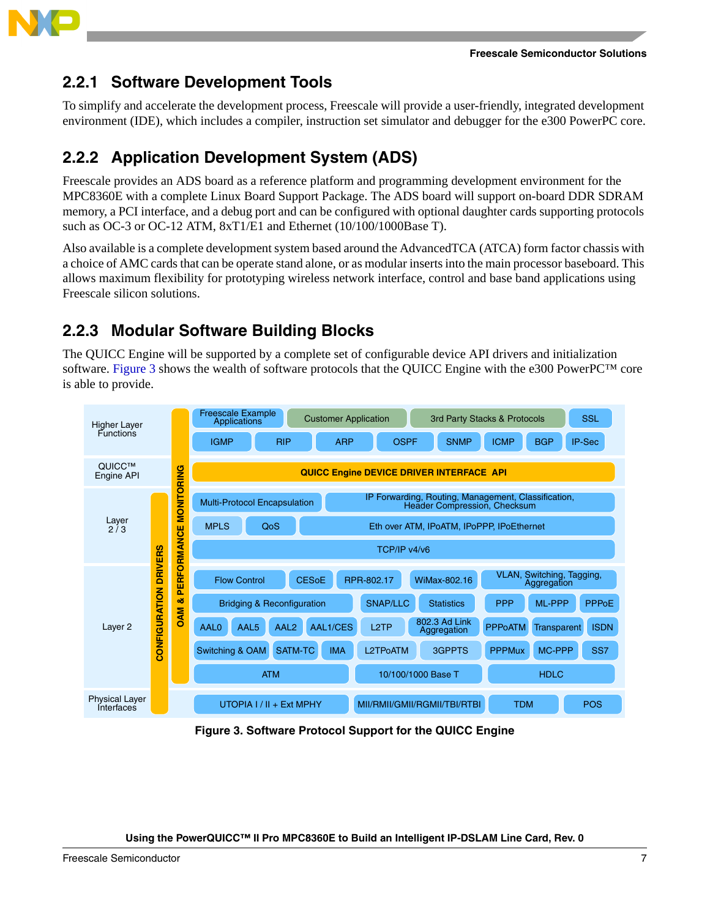## 2.2.1 Software Development Tools

To simplify and accelerate the development process, Freescale will provide a user-friendly, integrated development environment (IDE), which includes a compiler, instruction set simulator and debugger for the e300 PowerPC core.

## 2.2.2 Application Development System (ADS)

Freescale provides an ADS board as a reference platform and programming development environment for the MPC8360E with a complete Linux Board Support Package. The ADS board will support on-board DDR SDRAM memory, a PCI interface, and a debug port and can be configured with optional daughter cards supporting protocols such as OC-3 or OC-12 ATM, 8xT1/E1 and Ethernet (10/100/1000Base T).

Also available is a complete development system based around the AdvancedTCA (ATCA) form factor chassis with a choice of AMC cards that can be operate stand alone, or as modular inserts into the main processor baseboard. This allows maximum flexibility for prototyping wireless network interface, control and base band applications using Freescale silicon solutions.

## 2.2.3 Modular Software Building Blocks

The QUICC Engine will be supported by a complete set of configurable device API drivers and initialization software. Figure 3 shows the wealth of software protocols that the QUICC Engine with the e300 PowerPC™ core is able to provide.

**Figure 3. Software Protocol Support for the QUICC Engine**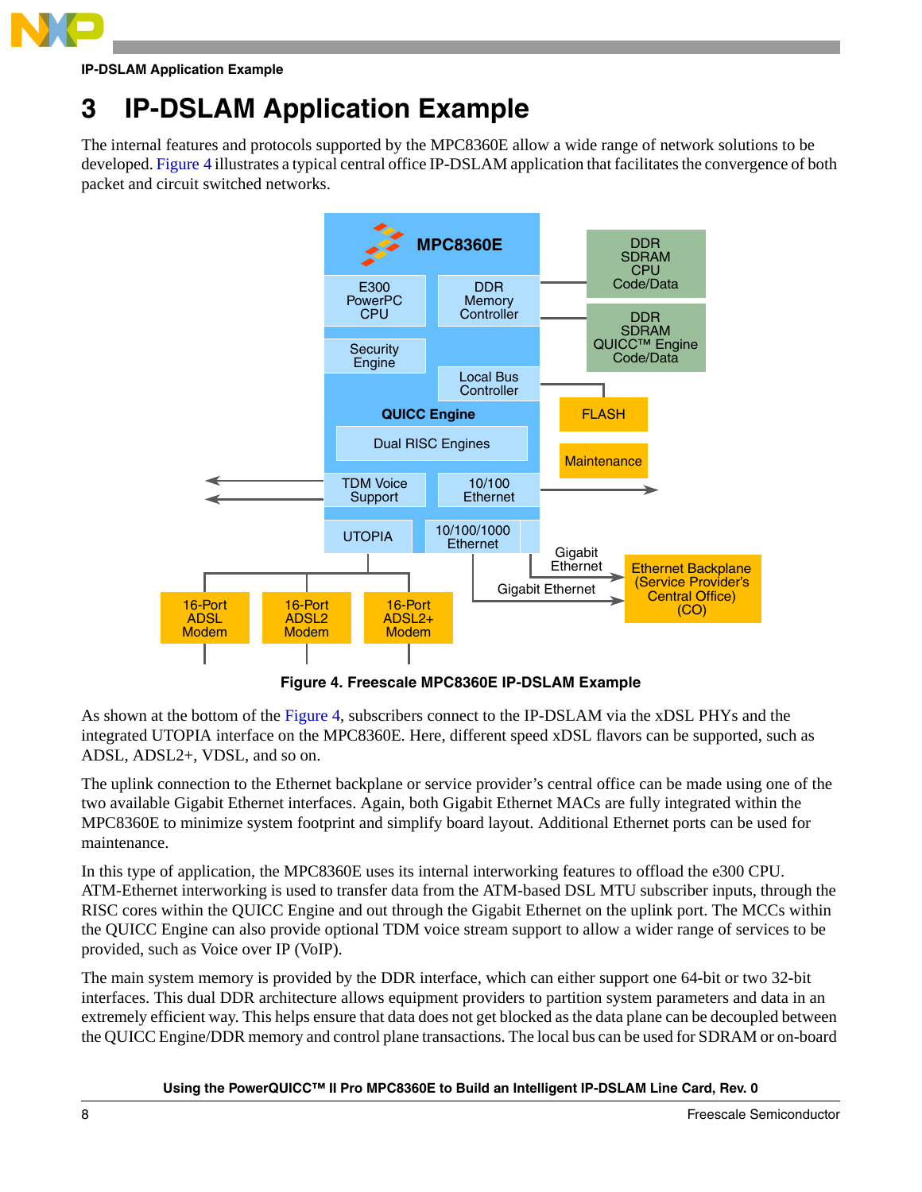# 3 IP-DSLAM Application Example

The internal features and protocols supported by the MPC8360E allow a wide range of network solutions to be developed. Figure 4 illustrates a typical central office IP-DSLAM application that facilitates the convergence of both packet and circuit switched networks.

**Figure 4. Freescale MPC8360E IP-DSLAM Example**

As shown at the bottom of the Figure 4, subscribers connect to the IP-DSLAM via the xDSL PHYs and the integrated UTOPIA interface on the MPC8360E. Here, different speed xDSL flavors can be supported, such as ADSL, ADSL2+, VDSL, and so on.

The uplink connection to the Ethernet backplane or service provider's central office can be made using one of the two available Gigabit Ethernet interfaces. Again, both Gigabit Ethernet MACs are fully integrated within the MPC8360E to minimize system footprint and simplify board layout. Additional Ethernet ports can be used for maintenance.

In this type of application, the MPC8360E uses its internal interworking features to offload the e300 CPU. ATM-Ethernet interworking is used to transfer data from the ATM-based DSL MTU subscriber inputs, through the RISC cores within the QUICC Engine and out through the Gigabit Ethernet on the uplink port. The MCCs within the QUICC Engine can also provide optional TDM voice stream support to allow a wider range of services to be provided, such as Voice over IP (VoIP).

The main system memory is provided by the DDR interface, which can either support one 64-bit or two 32-bit interfaces. This dual DDR architecture allows equipment providers to partition system parameters and data in an extremely efficient way. This helps ensure that data does not get blocked as the data plane can be decoupled between the QUICC Engine/DDR memory and control plane transactions. The local bus can be used for SDRAM or on-board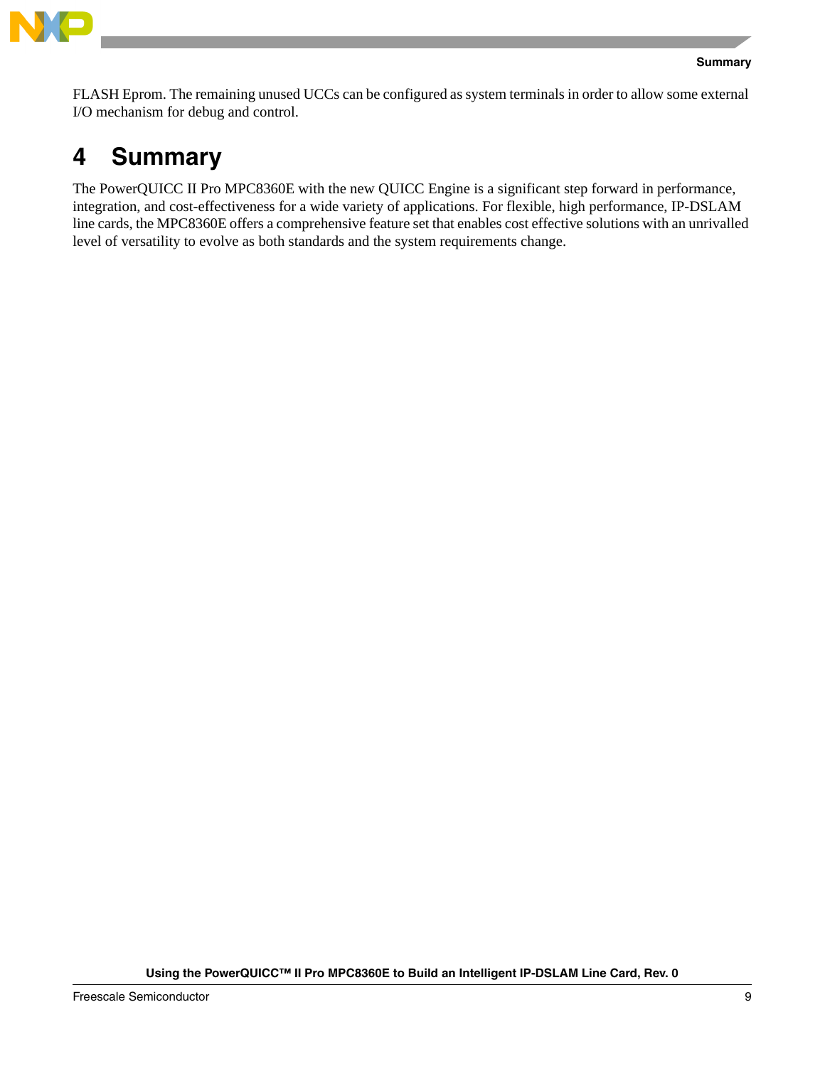FLASH Eprom. The remaining unused UCCs can be configured as system terminals in order to allow some external I/O mechanism for debug and control.

# 4 Summary

The PowerQUICC II Pro MPC8360E with the new QUICC Engine is a significant step forward in performance, integration, and cost-effectiveness for a wide variety of applications. For flexible, high performance, IP-DSLAM line cards, the MPC8360E offers a comprehensive feature set that enables cost effective solutions with an unrivalled level of versatility to evolve as both standards and the system requirements change.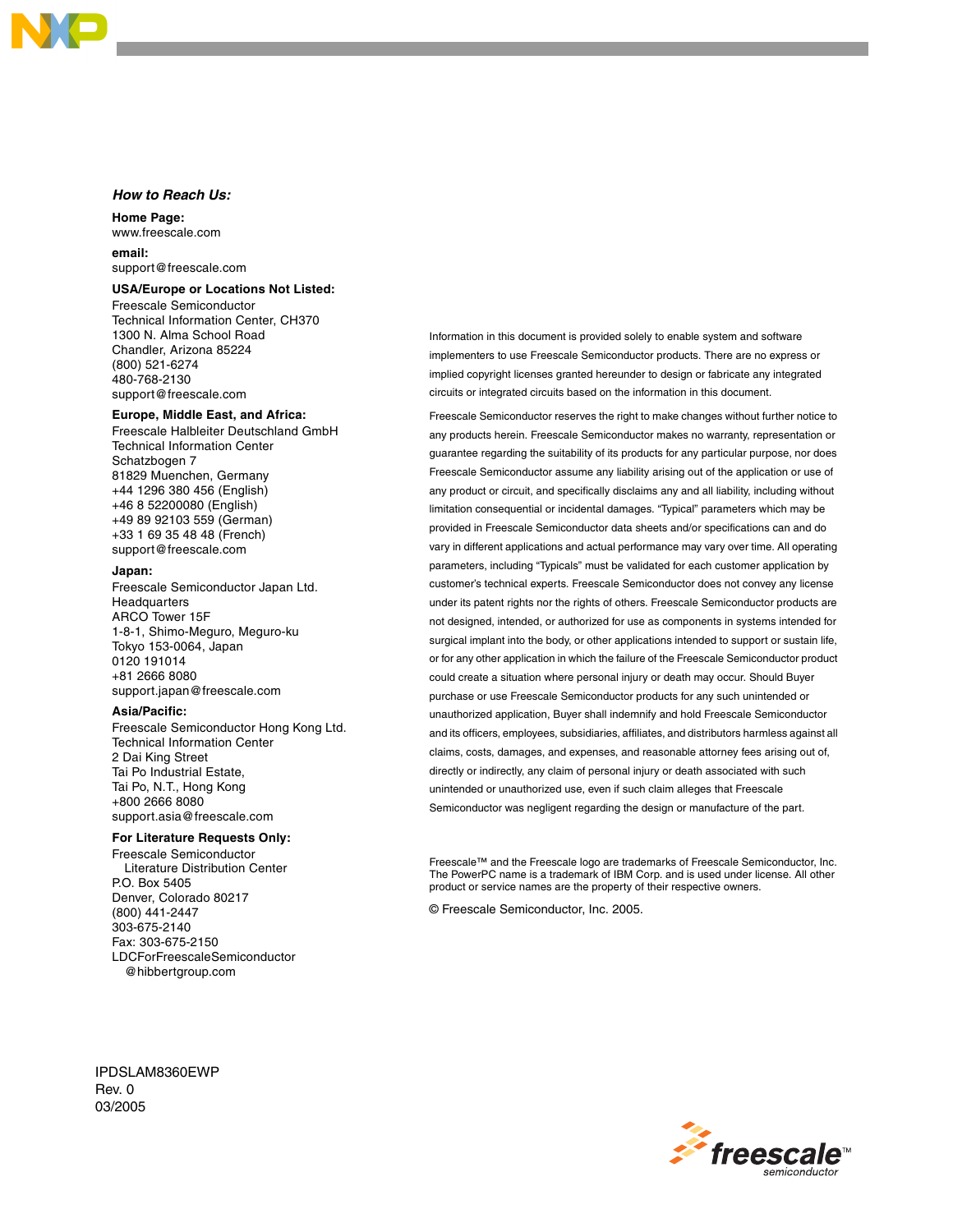*How to Reach Us:*

**Home Page:**
www.freescale.com

**email:**
support@freescale.com

**USA/Europe or Locations Not Listed:**
Freescale Semiconductor
Technical Information Center, CH370
1300 N. Alma School Road
Chandler, Arizona 85224
(800) 521-6274
480-768-2130
support@freescale.com

**Europe, Middle East, and Africa:**
Freescale Halbleiter Deutschland GmbH
Technical Information Center
Schatzbogen 7
81829 Muenchen, Germany
+44 1296 380 456 (English)
+46 8 52200080 (English)
+49 89 92103 559 (German)
+33 1 69 35 48 48 (French)
support@freescale.com

**Japan:**
Freescale Semiconductor Japan Ltd.
Headquarters
ARCO Tower 15F
1-8-1, Shimo-Meguro, Meguro-ku
Tokyo 153-0064, Japan
0120 191014
+81 2666 8080
support.japan@freescale.com

**Asia/Pacific:**
Freescale Semiconductor Hong Kong Ltd.
Technical Information Center
2 Dai King Street
Tai Po Industrial Estate,
Tai Po, N.T., Hong Kong
+800 2666 8080
support.asia@freescale.com

**For Literature Requests Only:**
Freescale Semiconductor
Literature Distribution Center
P.O. Box 5405
Denver, Colorado 80217
(800) 441-2447
303-675-2140
Fax: 303-675-2150
LDCForFreescaleSemiconductor
@hibbertgroup.com

Information in this document is provided solely to enable system and software implementers to use Freescale Semiconductor products. There are no express or implied copyright licenses granted hereunder to design or fabricate any integrated circuits or integrated circuits based on the information in this document.

Freescale Semiconductor reserves the right to make changes without further notice to any products herein. Freescale Semiconductor makes no warranty, representation or guarantee regarding the suitability of its products for any particular purpose, nor does Freescale Semiconductor assume any liability arising out of the application or use of any product or circuit, and specifically disclaims any and all liability, including without limitation consequential or incidental damages. "Typical" parameters which may be provided in Freescale Semiconductor data sheets and/or specifications can and do vary in different applications and actual performance may vary over time. All operating parameters, including "Typicals" must be validated for each customer application by customer's technical experts. Freescale Semiconductor does not convey any license under its patent rights nor the rights of others. Freescale Semiconductor products are not designed, intended, or authorized for use as components in systems intended for surgical implant into the body, or other applications intended to support or sustain life, or for any other application in which the failure of the Freescale Semiconductor product could create a situation where personal injury or death may occur. Should Buyer purchase or use Freescale Semiconductor products for any such unintended or unauthorized application, Buyer shall indemnify and hold Freescale Semiconductor and its officers, employees, subsidiaries, affiliates, and distributors harmless against all claims, costs, damages, and expenses, and reasonable attorney fees arising out of, directly or indirectly, any claim of personal injury or death associated with such unintended or unauthorized use, even if such claim alleges that Freescale Semiconductor was negligent regarding the design or manufacture of the part.

Freescale™ and the Freescale logo are trademarks of Freescale Semiconductor, Inc. The PowerPC name is a trademark of IBM Corp. and is used under license. All other product or service names are the property of their respective owners.

© Freescale Semiconductor, Inc. 2005.

IPDSLAM8360EWP
Rev. 0
03/2005